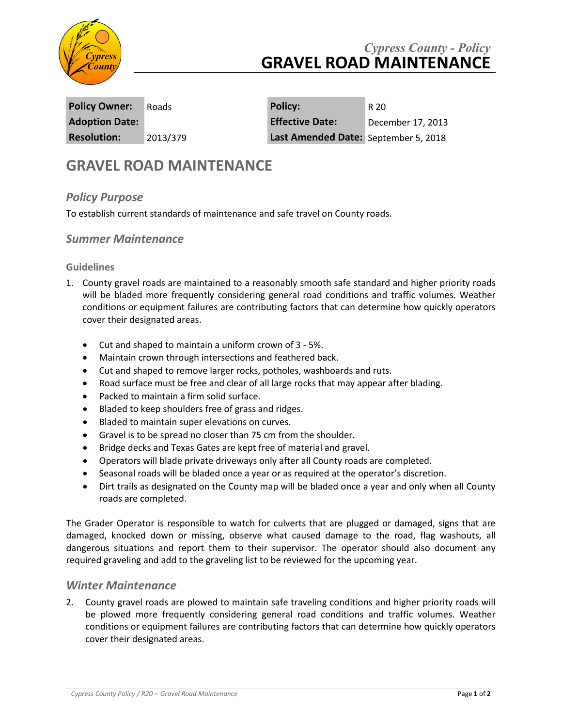*Cypress County - Policy*

# GRAVEL ROAD MAINTENANCE

| **Policy Owner:** | Roads | **Policy:** | R 20 |
|---|---|---|---|
| **Adoption Date:** | | **Effective Date:** | December 17, 2013 |
| **Resolution:** | 2013/379 | **Last Amended Date:** | September 5, 2018 |

# GRAVEL ROAD MAINTENANCE

## *Policy Purpose*

To establish current standards of maintenance and safe travel on County roads.

## *Summer Maintenance*

### Guidelines

1. County gravel roads are maintained to a reasonably smooth safe standard and higher priority roads will be bladed more frequently considering general road conditions and traffic volumes. Weather conditions or equipment failures are contributing factors that can determine how quickly operators cover their designated areas.

   - Cut and shaped to maintain a uniform crown of 3 - 5%.
   - Maintain crown through intersections and feathered back.
   - Cut and shaped to remove larger rocks, potholes, washboards and ruts.
   - Road surface must be free and clear of all large rocks that may appear after blading.
   - Packed to maintain a firm solid surface.
   - Bladed to keep shoulders free of grass and ridges.
   - Bladed to maintain super elevations on curves.
   - Gravel is to be spread no closer than 75 cm from the shoulder.
   - Bridge decks and Texas Gates are kept free of material and gravel.
   - Operators will blade private driveways only after all County roads are completed.
   - Seasonal roads will be bladed once a year or as required at the operator's discretion.
   - Dirt trails as designated on the County map will be bladed once a year and only when all County roads are completed.

The Grader Operator is responsible to watch for culverts that are plugged or damaged, signs that are damaged, knocked down or missing, observe what caused damage to the road, flag washouts, all dangerous situations and report them to their supervisor. The operator should also document any required graveling and add to the graveling list to be reviewed for the upcoming year.

## *Winter Maintenance*

2. County gravel roads are plowed to maintain safe traveling conditions and higher priority roads will be plowed more frequently considering general road conditions and traffic volumes. Weather conditions or equipment failures are contributing factors that can determine how quickly operators cover their designated areas.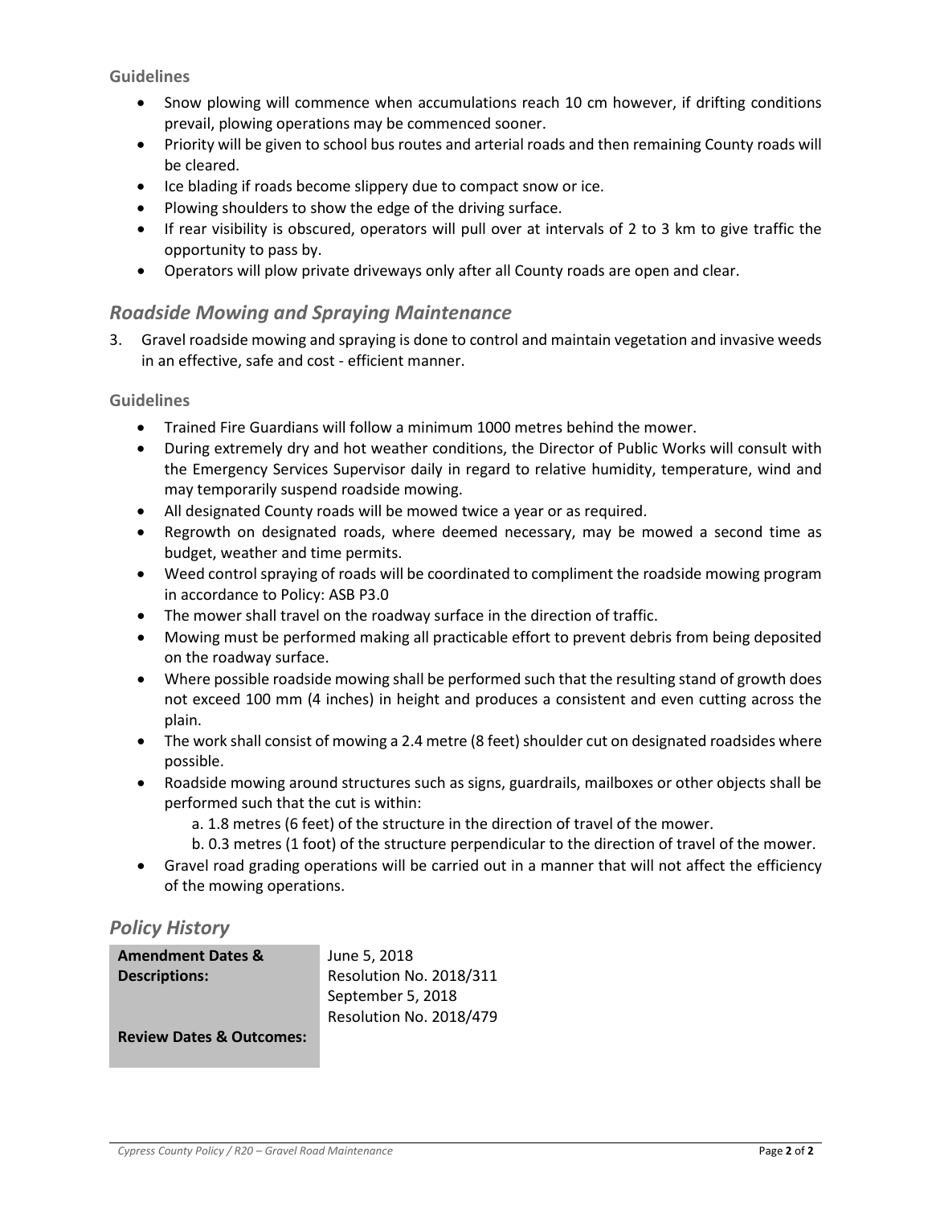**Guidelines**

- Snow plowing will commence when accumulations reach 10 cm however, if drifting conditions prevail, plowing operations may be commenced sooner.
- Priority will be given to school bus routes and arterial roads and then remaining County roads will be cleared.
- Ice blading if roads become slippery due to compact snow or ice.
- Plowing shoulders to show the edge of the driving surface.
- If rear visibility is obscured, operators will pull over at intervals of 2 to 3 km to give traffic the opportunity to pass by.
- Operators will plow private driveways only after all County roads are open and clear.

## *Roadside Mowing and Spraying Maintenance*

3. Gravel roadside mowing and spraying is done to control and maintain vegetation and invasive weeds in an effective, safe and cost - efficient manner.

**Guidelines**

- Trained Fire Guardians will follow a minimum 1000 metres behind the mower.
- During extremely dry and hot weather conditions, the Director of Public Works will consult with the Emergency Services Supervisor daily in regard to relative humidity, temperature, wind and may temporarily suspend roadside mowing.
- All designated County roads will be mowed twice a year or as required.
- Regrowth on designated roads, where deemed necessary, may be mowed a second time as budget, weather and time permits.
- Weed control spraying of roads will be coordinated to compliment the roadside mowing program in accordance to Policy: ASB P3.0
- The mower shall travel on the roadway surface in the direction of traffic.
- Mowing must be performed making all practicable effort to prevent debris from being deposited on the roadway surface.
- Where possible roadside mowing shall be performed such that the resulting stand of growth does not exceed 100 mm (4 inches) in height and produces a consistent and even cutting across the plain.
- The work shall consist of mowing a 2.4 metre (8 feet) shoulder cut on designated roadsides where possible.
- Roadside mowing around structures such as signs, guardrails, mailboxes or other objects shall be performed such that the cut is within:
  - a. 1.8 metres (6 feet) of the structure in the direction of travel of the mower.
  - b. 0.3 metres (1 foot) of the structure perpendicular to the direction of travel of the mower.
- Gravel road grading operations will be carried out in a manner that will not affect the efficiency of the mowing operations.

## *Policy History*

| | |
|---|---|
| **Amendment Dates & Descriptions:** | June 5, 2018<br>Resolution No. 2018/311<br>September 5, 2018<br>Resolution No. 2018/479 |
| **Review Dates & Outcomes:** | |